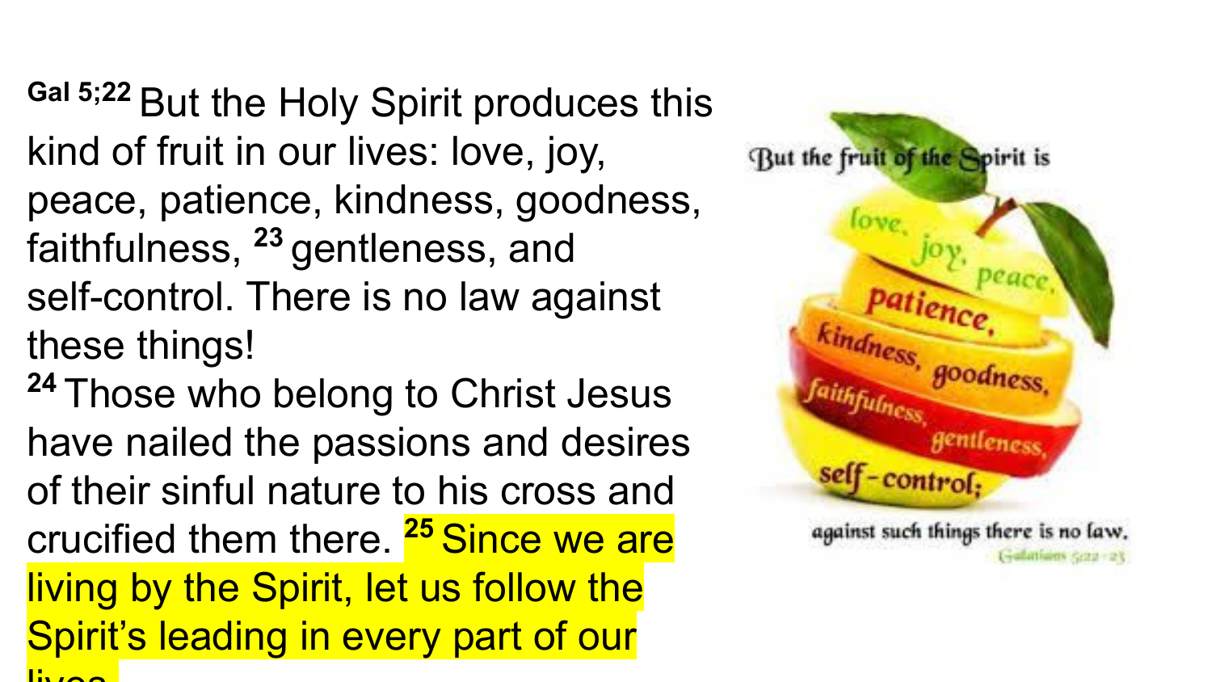Gal 5;22 But the Holy Spirit produces this kind of fruit in our lives: love, joy, peace, patience, kindness, goodness, faithfulness, [23] gentleness, and self-control. There is no law against these things!

[24] Those who belong to Christ Jesus have nailed the passions and desires of their sinful nature to his cross and crucified them there. [25] Since we are living by the Spirit, let us follow the Spirit's leading in every part of our lives.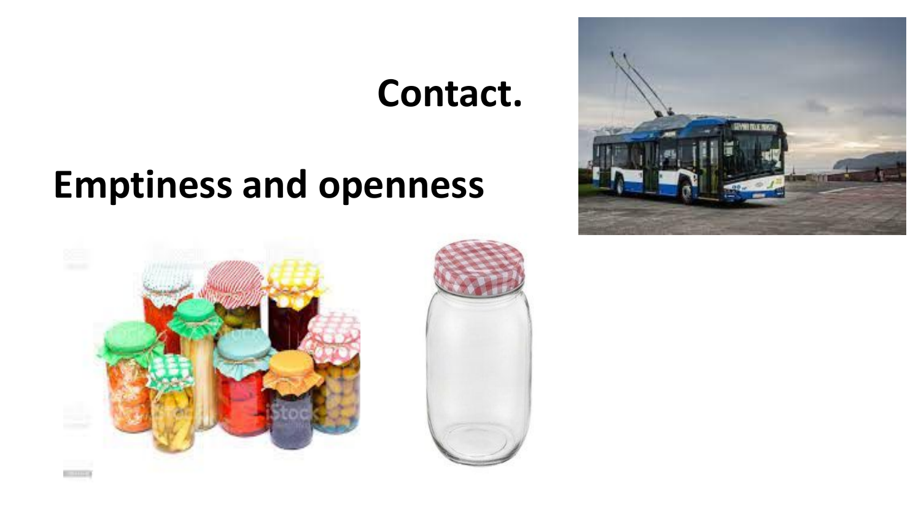**Contact.**

**Emptiness and openness**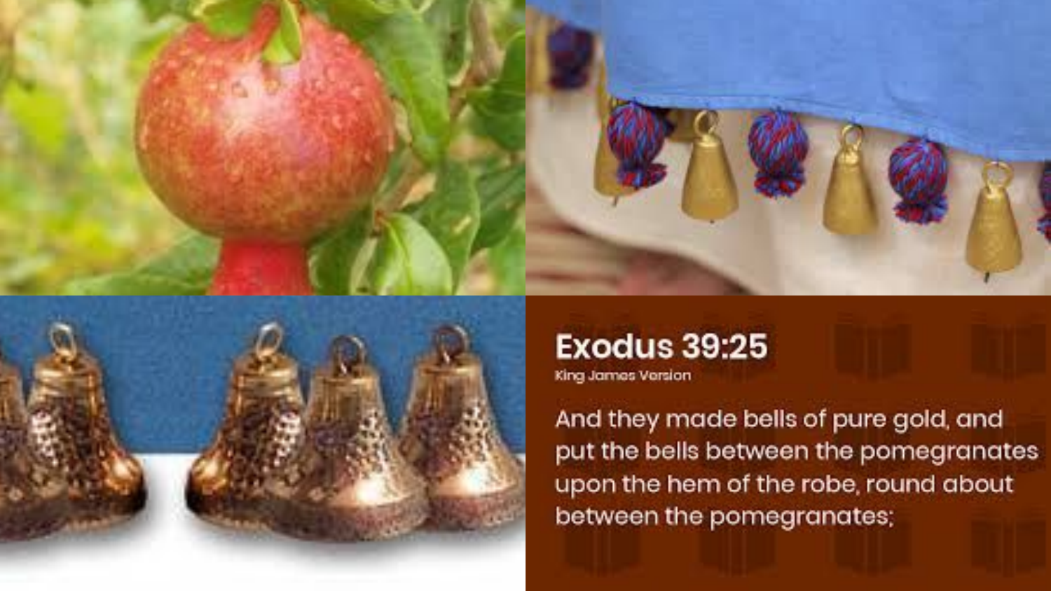# Exodus 39:25

King James Version

And they made bells of pure gold, and put the bells between the pomegranates upon the hem of the robe, round about between the pomegranates;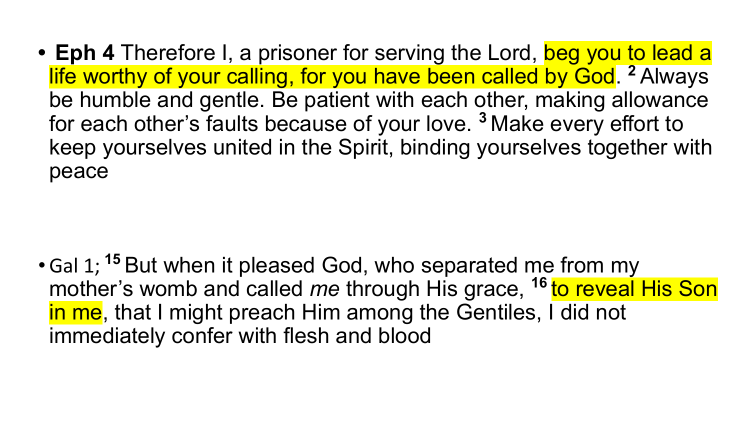- **Eph 4** Therefore I, a prisoner for serving the Lord, beg you to lead a life worthy of your calling, for you have been called by God. [2] Always be humble and gentle. Be patient with each other, making allowance for each other's faults because of your love. [3] Make every effort to keep yourselves united in the Spirit, binding yourselves together with peace

- Gal 1; [15] But when it pleased God, who separated me from my mother's womb and called *me* through His grace, [16] to reveal His Son in me, that I might preach Him among the Gentiles, I did not immediately confer with flesh and blood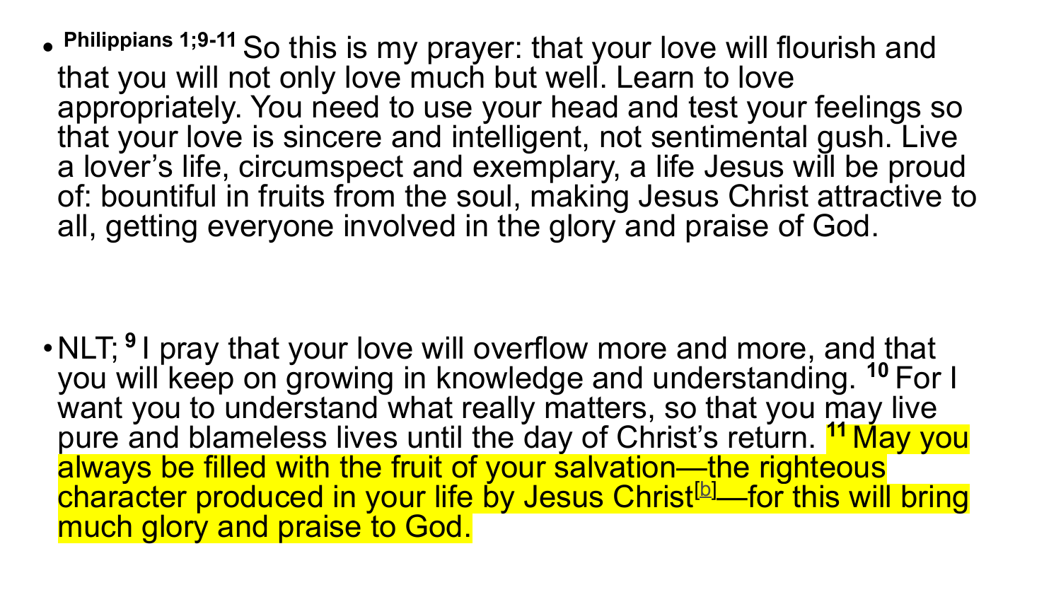- **Philippians 1;9-11** So this is my prayer: that your love will flourish and that you will not only love much but well. Learn to love appropriately. You need to use your head and test your feelings so that your love is sincere and intelligent, not sentimental gush. Live a lover's life, circumspect and exemplary, a life Jesus will be proud of: bountiful in fruits from the soul, making Jesus Christ attractive to all, getting everyone involved in the glory and praise of God.

- NLT; **9** I pray that your love will overflow more and more, and that you will keep on growing in knowledge and understanding. **10** For I want you to understand what really matters, so that you may live pure and blameless lives until the day of Christ's return. **11** May you always be filled with the fruit of your salvation—the righteous character produced in your life by Jesus Christ[b]—for this will bring much glory and praise to God.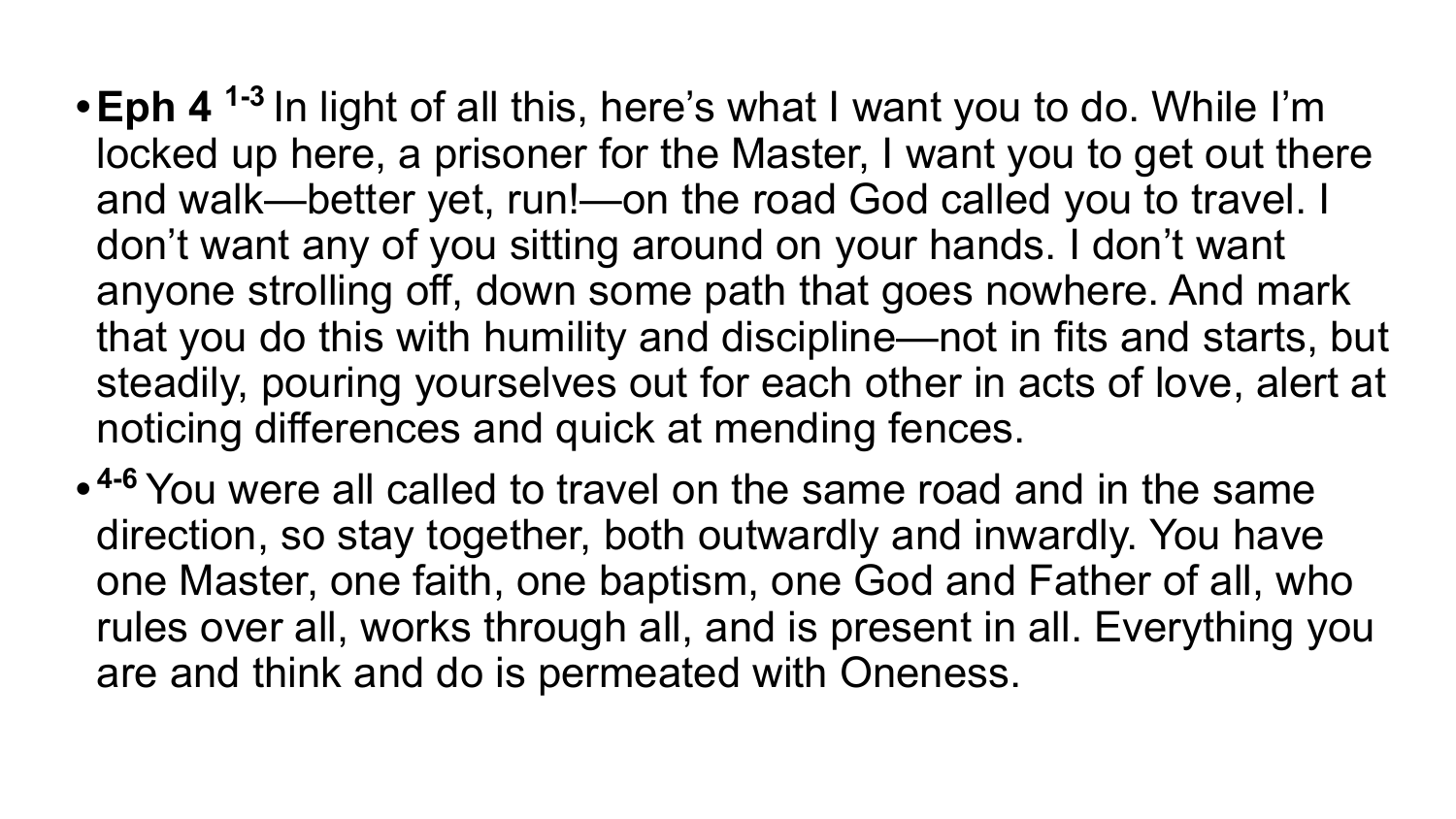- **Eph 4** 1-3 In light of all this, here's what I want you to do. While I'm locked up here, a prisoner for the Master, I want you to get out there and walk—better yet, run!—on the road God called you to travel. I don't want any of you sitting around on your hands. I don't want anyone strolling off, down some path that goes nowhere. And mark that you do this with humility and discipline—not in fits and starts, but steadily, pouring yourselves out for each other in acts of love, alert at noticing differences and quick at mending fences.
- 4-6 You were all called to travel on the same road and in the same direction, so stay together, both outwardly and inwardly. You have one Master, one faith, one baptism, one God and Father of all, who rules over all, works through all, and is present in all. Everything you are and think and do is permeated with Oneness.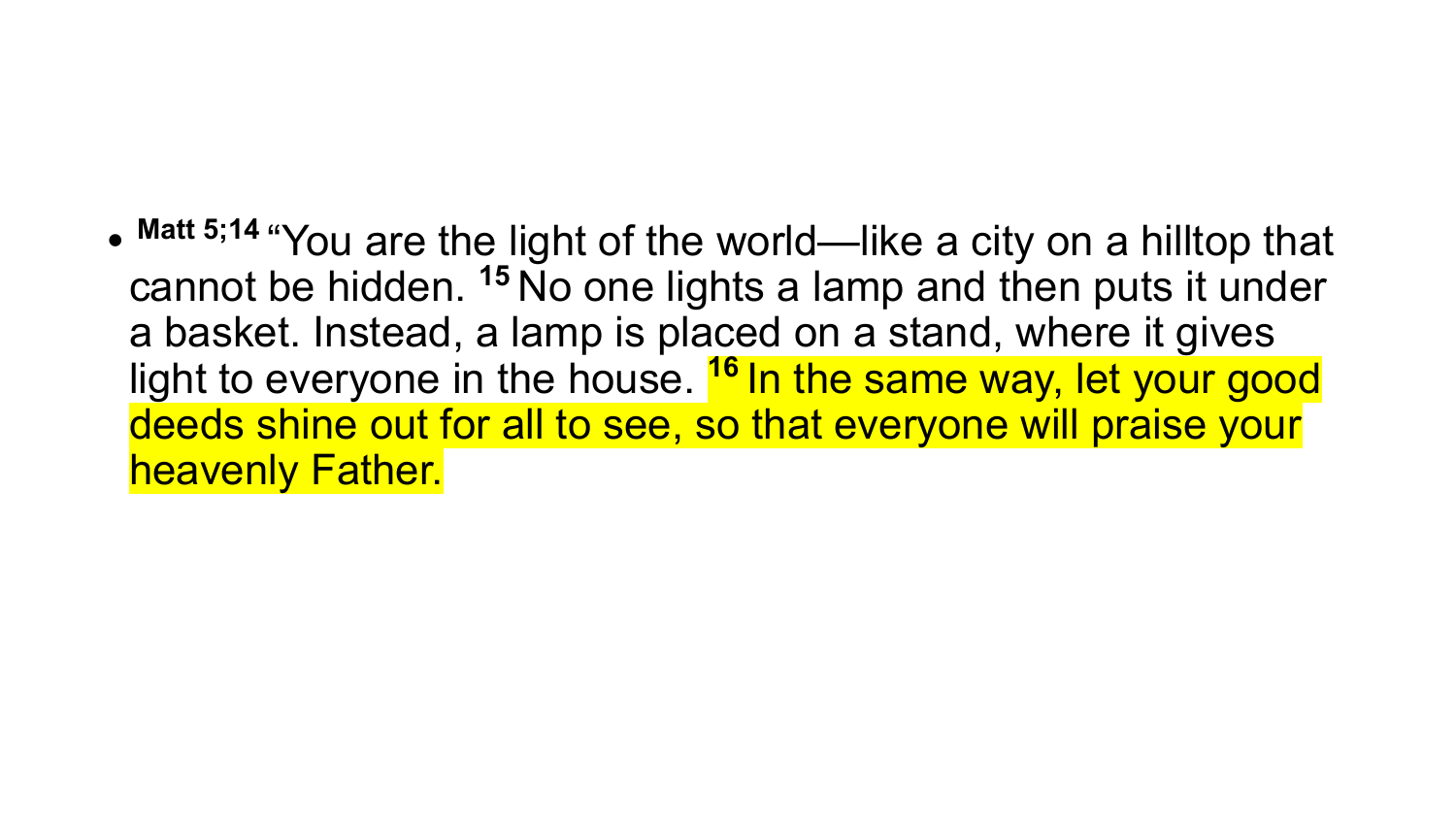- **Matt 5;14** "You are the light of the world—like a city on a hilltop that cannot be hidden. **15** No one lights a lamp and then puts it under a basket. Instead, a lamp is placed on a stand, where it gives light to everyone in the house. **16** In the same way, let your good deeds shine out for all to see, so that everyone will praise your heavenly Father.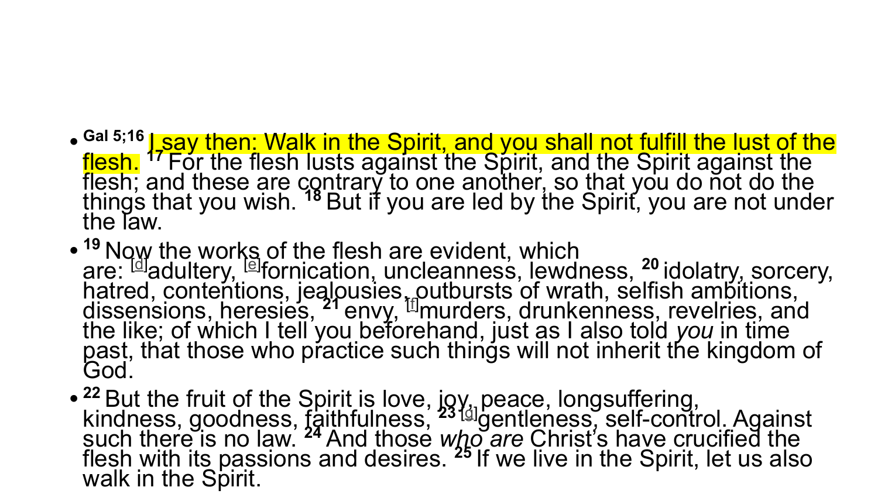- Gal 5;16 I say then: Walk in the Spirit, and you shall not fulfill the lust of the flesh. [17] For the flesh lusts against the Spirit, and the Spirit against the flesh; and these are contrary to one another, so that you do not do the things that you wish. [18] But if you are led by the Spirit, you are not under the law.
- [19] Now the works of the flesh are evident, which are: [d]adultery, [e]fornication, uncleanness, lewdness, [20] idolatry, sorcery, hatred, contentions, jealousies, outbursts of wrath, selfish ambitions, dissensions, heresies, [21] envy, [f]murders, drunkenness, revelries, and the like; of which I tell you beforehand, just as I also told *you* in time past, that those who practice such things will not inherit the kingdom of God.
- [22] But the fruit of the Spirit is love, joy, peace, longsuffering, kindness, goodness, faithfulness, [23] [g]gentleness, self-control. Against such there is no law. [24] And those *who are* Christ's have crucified the flesh with its passions and desires. [25] If we live in the Spirit, let us also walk in the Spirit.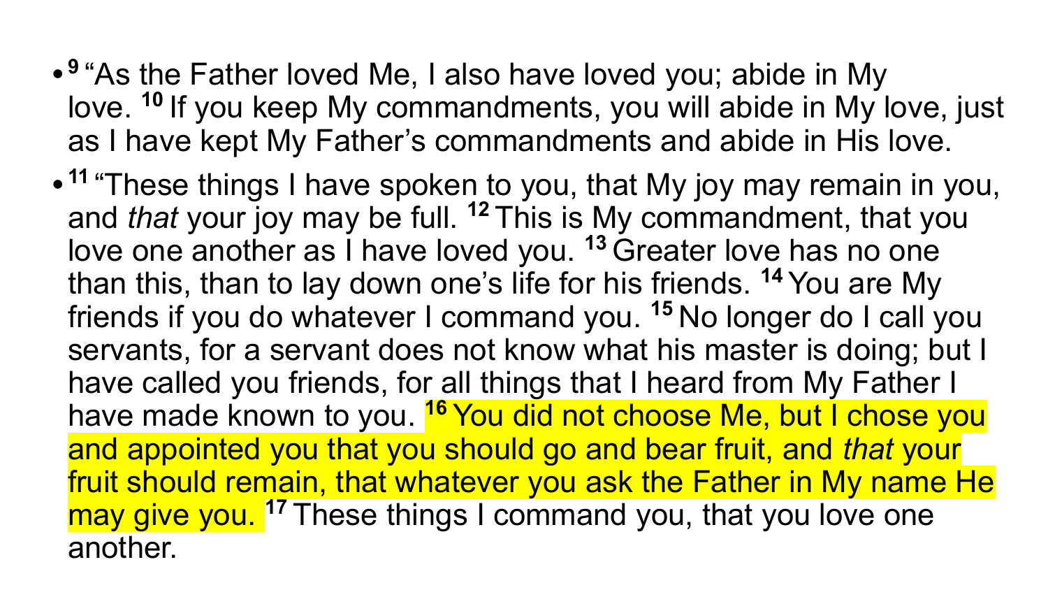- [9] "As the Father loved Me, I also have loved you; abide in My love. [10] If you keep My commandments, you will abide in My love, just as I have kept My Father's commandments and abide in His love.
- [11] "These things I have spoken to you, that My joy may remain in you, and *that* your joy may be full. [12] This is My commandment, that you love one another as I have loved you. [13] Greater love has no one than this, than to lay down one's life for his friends. [14] You are My friends if you do whatever I command you. [15] No longer do I call you servants, for a servant does not know what his master is doing; but I have called you friends, for all things that I heard from My Father I have made known to you. [16] You did not choose Me, but I chose you and appointed you that you should go and bear fruit, and *that* your fruit should remain, that whatever you ask the Father in My name He may give you. [17] These things I command you, that you love one another.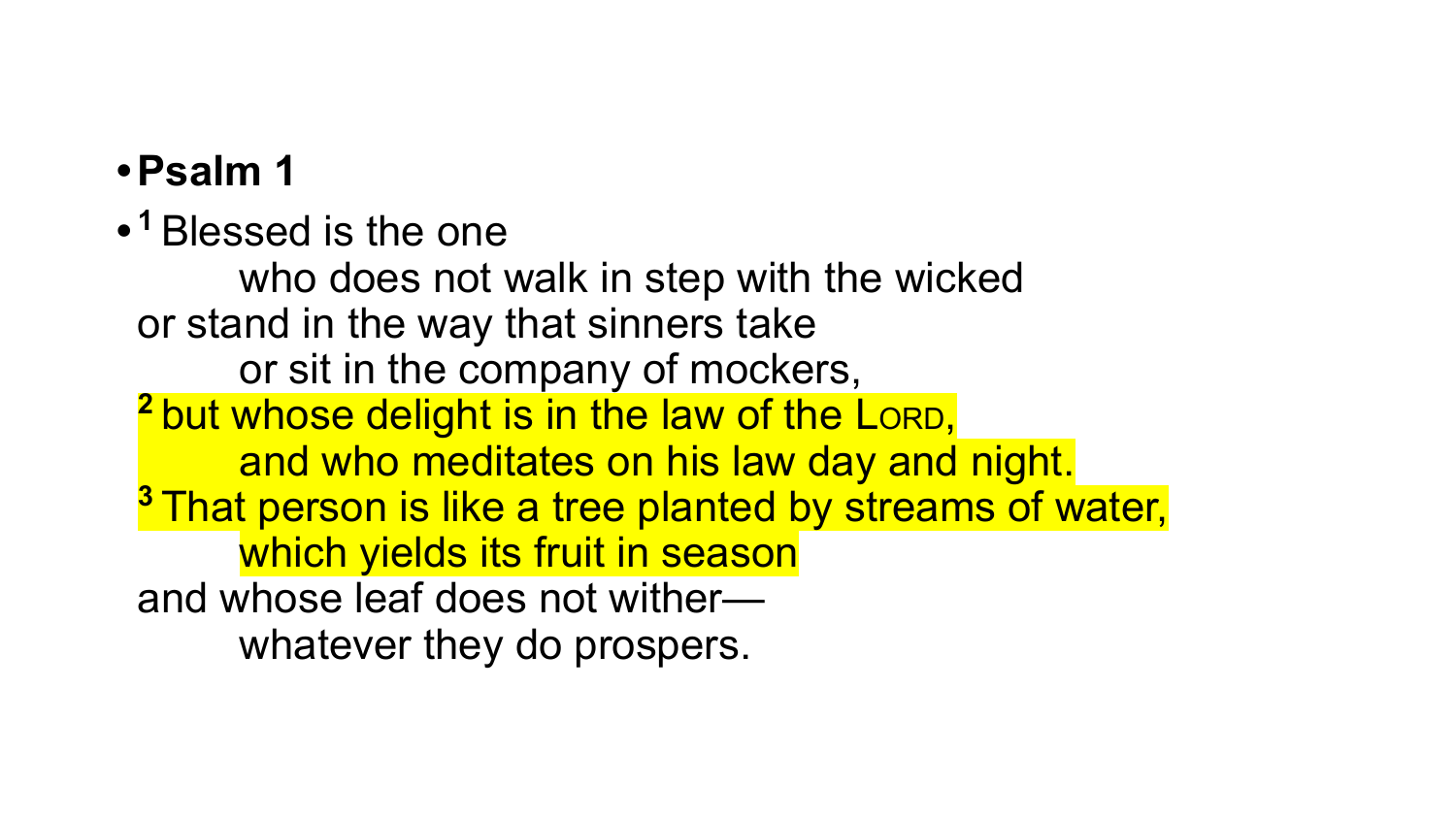- **Psalm 1**
- [1] Blessed is the one
  who does not walk in step with the wicked
  or stand in the way that sinners take
  or sit in the company of mockers,
  [2] but whose delight is in the law of the LORD,
  and who meditates on his law day and night.
  [3] That person is like a tree planted by streams of water,
  which yields its fruit in season
  and whose leaf does not wither—
  whatever they do prospers.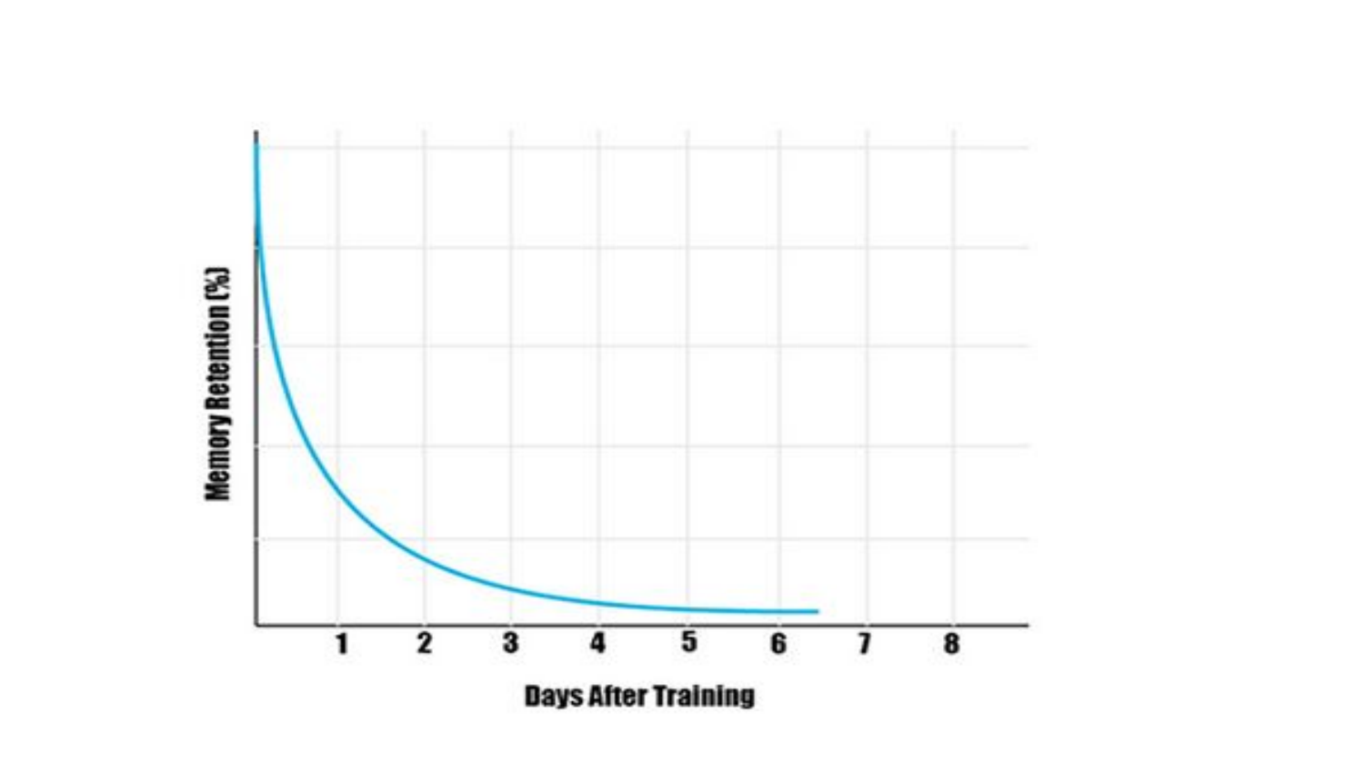Memory Retention (%)

1 2 3 4 5 6 7 8

Days After Training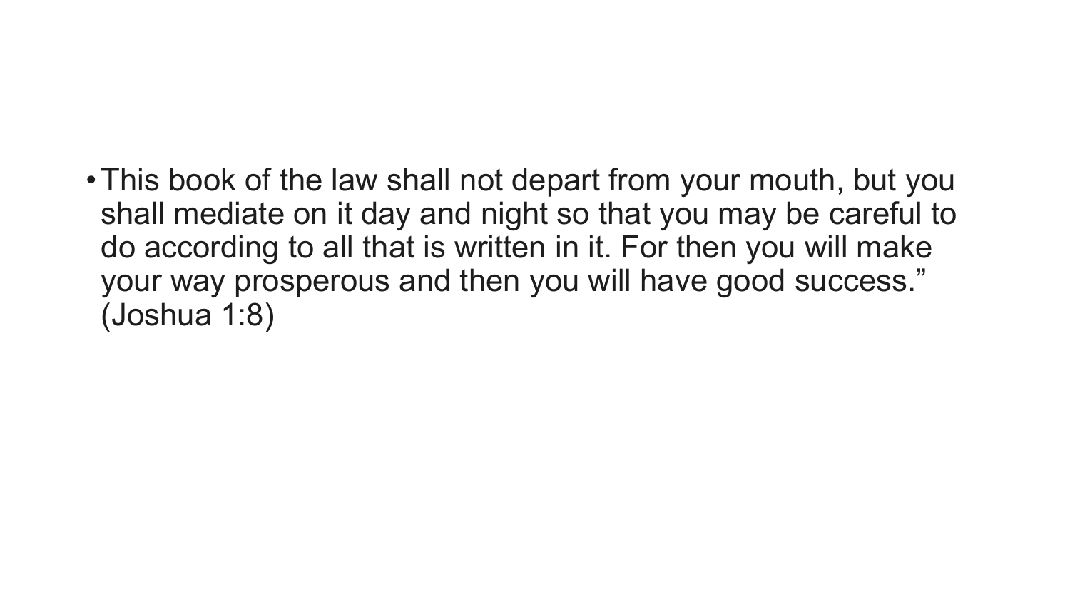- This book of the law shall not depart from your mouth, but you shall mediate on it day and night so that you may be careful to do according to all that is written in it. For then you will make your way prosperous and then you will have good success." (Joshua 1:8)